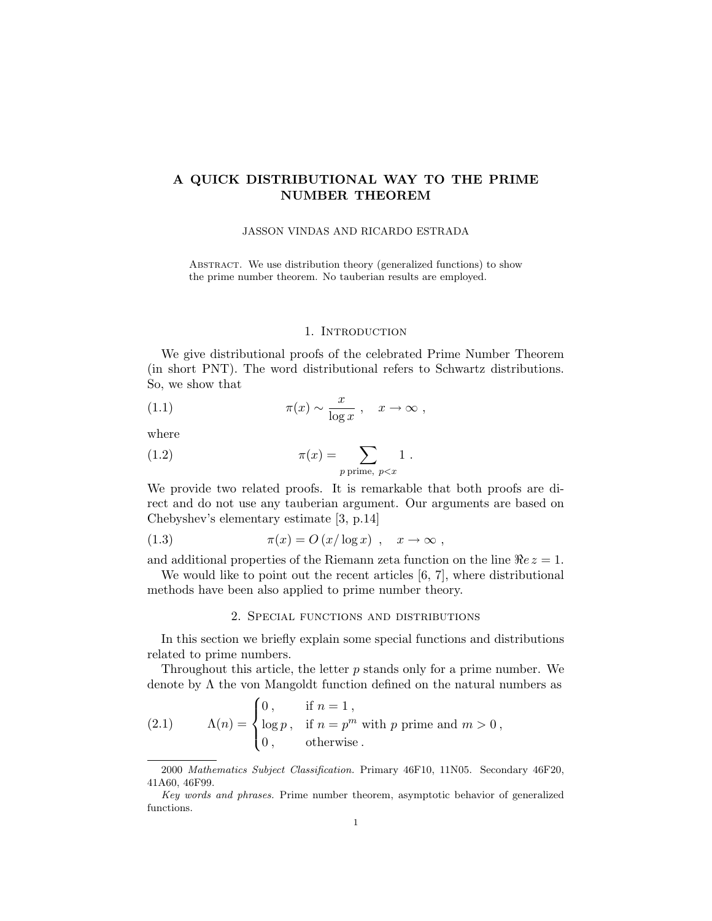# A QUICK DISTRIBUTIONAL WAY TO THE PRIME NUMBER THEOREM

JASSON VINDAS AND RICARDO ESTRADA

Abstract. We use distribution theory (generalized functions) to show the prime number theorem. No tauberian results are employed.

## 1. Introduction

We give distributional proofs of the celebrated Prime Number Theorem (in short PNT). The word distributional refers to Schwartz distributions. So, we show that

$$\pi(x) \sim \frac{x}{\log x} , \quad x \to \infty , \tag{1.1}$$

where

$$\pi(x) = \sum_{p \text{ prime}, \ p<x} 1 . \tag{1.2}$$

We provide two related proofs. It is remarkable that both proofs are direct and do not use any tauberian argument. Our arguments are based on Chebyshev's elementary estimate [3, p.14]

$$\pi(x) = O\left(x/\log x\right) , \quad x \to \infty , \tag{1.3}$$

and additional properties of the Riemann zeta function on the line $\Re e\, z = 1$.

We would like to point out the recent articles [6, 7], where distributional methods have been also applied to prime number theory.

## 2. Special functions and distributions

In this section we briefly explain some special functions and distributions related to prime numbers.

Throughout this article, the letter $p$ stands only for a prime number. We denote by $\Lambda$ the von Mangoldt function defined on the natural numbers as

$$\Lambda(n) = \begin{cases} 0 , & \text{if } n = 1 , \\ \log p , & \text{if } n = p^m \text{ with } p \text{ prime and } m > 0 , \\ 0 , & \text{otherwise} . \end{cases} \tag{2.1}$$

---

2000 *Mathematics Subject Classification.* Primary 46F10, 11N05. Secondary 46F20, 41A60, 46F99.

*Key words and phrases.* Prime number theorem, asymptotic behavior of generalized functions.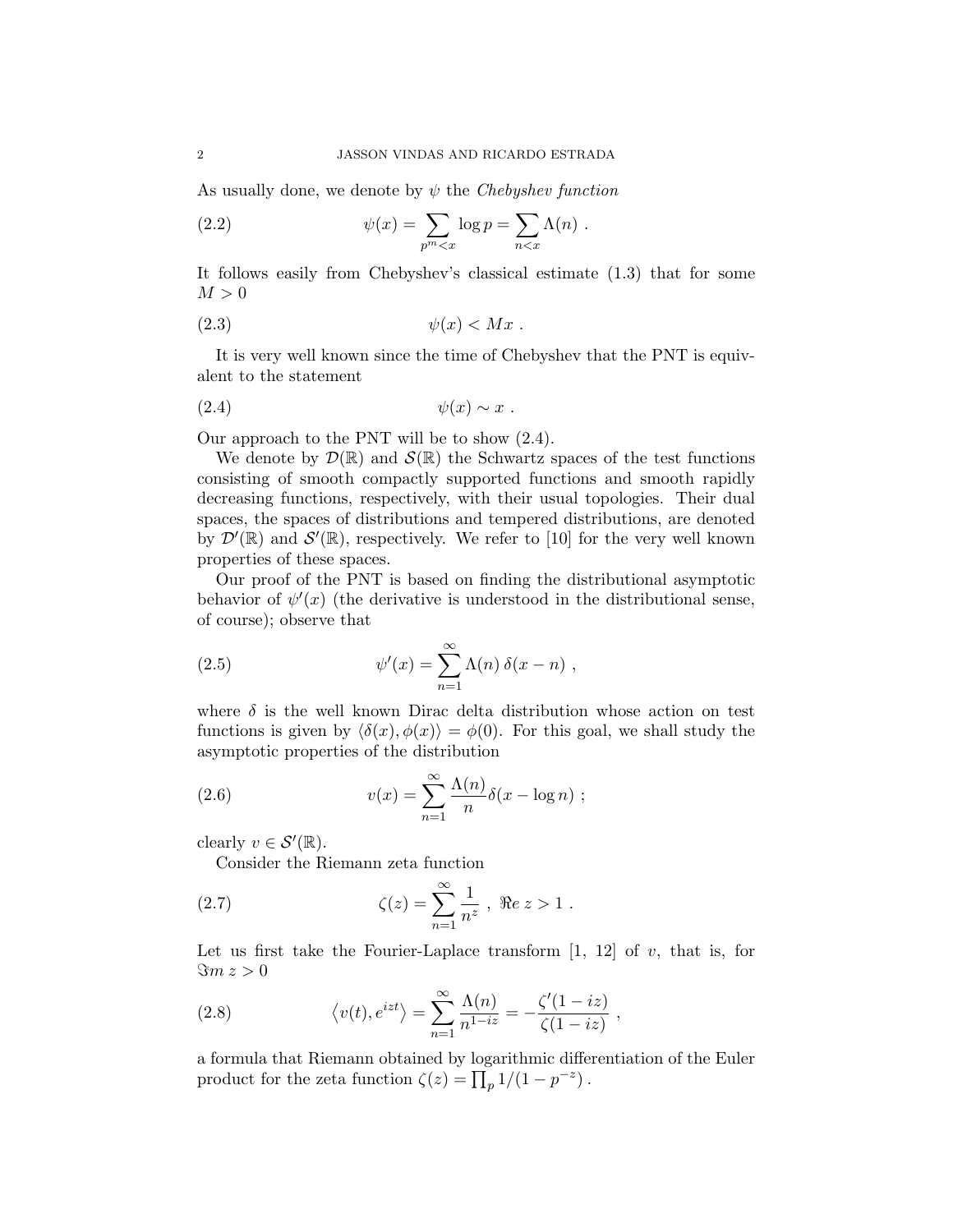As usually done, we denote by $\psi$ the *Chebyshev function*

$$\psi(x) = \sum_{p^m < x} \log p = \sum_{n < x} \Lambda(n) \ . \tag{2.2}$$

It follows easily from Chebyshev's classical estimate (1.3) that for some $M > 0$

$$\psi(x) < Mx \ . \tag{2.3}$$

It is very well known since the time of Chebyshev that the PNT is equivalent to the statement

$$\psi(x) \sim x \ . \tag{2.4}$$

Our approach to the PNT will be to show (2.4).

We denote by $\mathcal{D}(\mathbb{R})$ and $\mathcal{S}(\mathbb{R})$ the Schwartz spaces of the test functions consisting of smooth compactly supported functions and smooth rapidly decreasing functions, respectively, with their usual topologies. Their dual spaces, the spaces of distributions and tempered distributions, are denoted by $\mathcal{D}'(\mathbb{R})$ and $\mathcal{S}'(\mathbb{R})$, respectively. We refer to [10] for the very well known properties of these spaces.

Our proof of the PNT is based on finding the distributional asymptotic behavior of $\psi'(x)$ (the derivative is understood in the distributional sense, of course); observe that

$$\psi'(x) = \sum_{n=1}^{\infty} \Lambda(n)\, \delta(x - n) \ , \tag{2.5}$$

where $\delta$ is the well known Dirac delta distribution whose action on test functions is given by $\langle \delta(x), \phi(x) \rangle = \phi(0)$. For this goal, we shall study the asymptotic properties of the distribution

$$v(x) = \sum_{n=1}^{\infty} \frac{\Lambda(n)}{n} \delta(x - \log n) \ ; \tag{2.6}$$

clearly $v \in \mathcal{S}'(\mathbb{R})$.

Consider the Riemann zeta function

$$\zeta(z) = \sum_{n=1}^{\infty} \frac{1}{n^z} \ , \ \Re e\ z > 1 \ . \tag{2.7}$$

Let us first take the Fourier-Laplace transform [1, 12] of $v$, that is, for $\Im m\ z > 0$

$$\left\langle v(t), e^{izt} \right\rangle = \sum_{n=1}^{\infty} \frac{\Lambda(n)}{n^{1-iz}} = -\frac{\zeta'(1 - iz)}{\zeta(1 - iz)} \ , \tag{2.8}$$

a formula that Riemann obtained by logarithmic differentiation of the Euler product for the zeta function $\zeta(z) = \prod_p 1/(1 - p^{-z})$.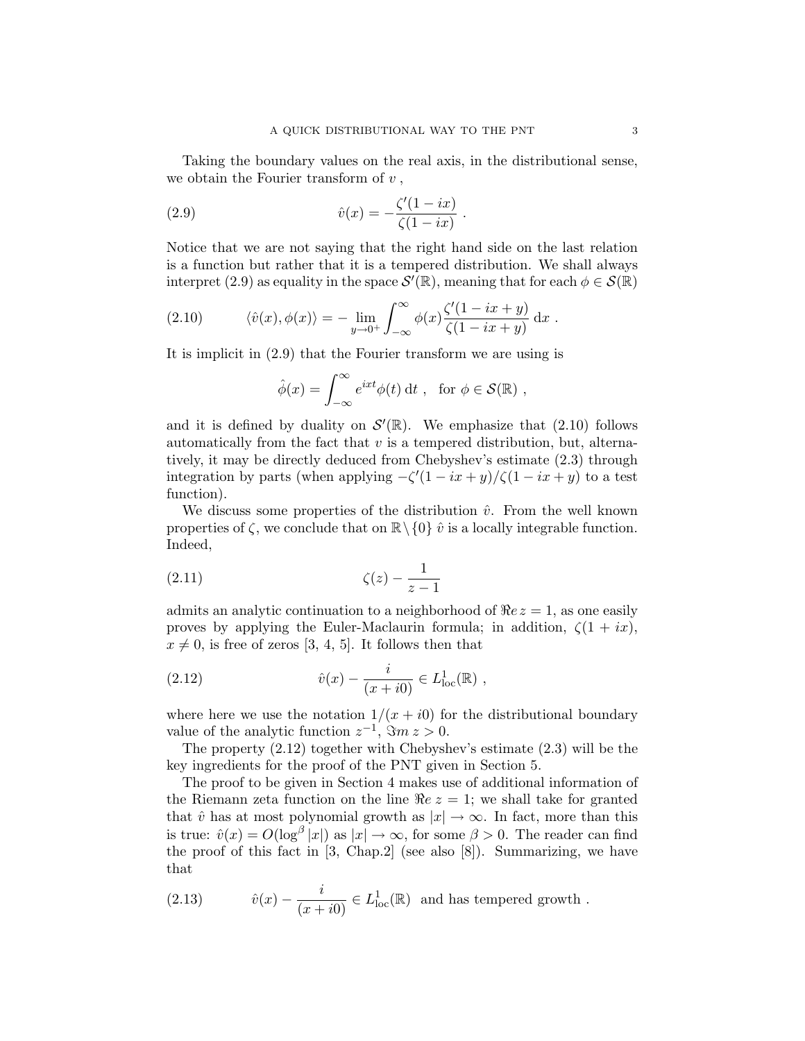Taking the boundary values on the real axis, in the distributional sense, we obtain the Fourier transform of $v$ ,

$$\hat{v}(x) = -\frac{\zeta'(1-ix)}{\zeta(1-ix)} \; . \tag{2.9}$$

Notice that we are not saying that the right hand side on the last relation is a function but rather that it is a tempered distribution. We shall always interpret (2.9) as equality in the space $\mathcal{S}'(\mathbb{R})$, meaning that for each $\phi \in \mathcal{S}(\mathbb{R})$

$$\langle \hat{v}(x), \phi(x) \rangle = - \lim_{y \to 0^+} \int_{-\infty}^{\infty} \phi(x) \frac{\zeta'(1-ix+y)}{\zeta(1-ix+y)} \, \mathrm{d}x \; . \tag{2.10}$$

It is implicit in (2.9) that the Fourier transform we are using is

$$\hat{\phi}(x) = \int_{-\infty}^{\infty} e^{ixt} \phi(t) \, \mathrm{d}t \; , \quad \text{for } \phi \in \mathcal{S}(\mathbb{R}) \; ,$$

and it is defined by duality on $\mathcal{S}'(\mathbb{R})$. We emphasize that (2.10) follows automatically from the fact that $v$ is a tempered distribution, but, alternatively, it may be directly deduced from Chebyshev's estimate (2.3) through integration by parts (when applying $-\zeta'(1-ix+y)/\zeta(1-ix+y)$ to a test function).

We discuss some properties of the distribution $\hat{v}$. From the well known properties of $\zeta$, we conclude that on $\mathbb{R} \setminus \{0\}$ $\hat{v}$ is a locally integrable function. Indeed,

$$\zeta(z) - \frac{1}{z-1} \tag{2.11}$$

admits an analytic continuation to a neighborhood of $\Re e \, z = 1$, as one easily proves by applying the Euler-Maclaurin formula; in addition, $\zeta(1+ix)$, $x \neq 0$, is free of zeros [3, 4, 5]. It follows then that

$$\hat{v}(x) - \frac{i}{(x+i0)} \in L^1_{\text{loc}}(\mathbb{R}) \; , \tag{2.12}$$

where here we use the notation $1/(x+i0)$ for the distributional boundary value of the analytic function $z^{-1}$, $\Im m \, z > 0$.

The property (2.12) together with Chebyshev's estimate (2.3) will be the key ingredients for the proof of the PNT given in Section 5.

The proof to be given in Section 4 makes use of additional information of the Riemann zeta function on the line $\Re e \, z = 1$; we shall take for granted that $\hat{v}$ has at most polynomial growth as $|x| \to \infty$. In fact, more than this is true: $\hat{v}(x) = O(\log^{\beta} |x|)$ as $|x| \to \infty$, for some $\beta > 0$. The reader can find the proof of this fact in [3, Chap.2] (see also [8]). Summarizing, we have that

$$\hat{v}(x) - \frac{i}{(x+i0)} \in L^1_{\text{loc}}(\mathbb{R}) \;\; \text{and has tempered growth} \; . \tag{2.13}$$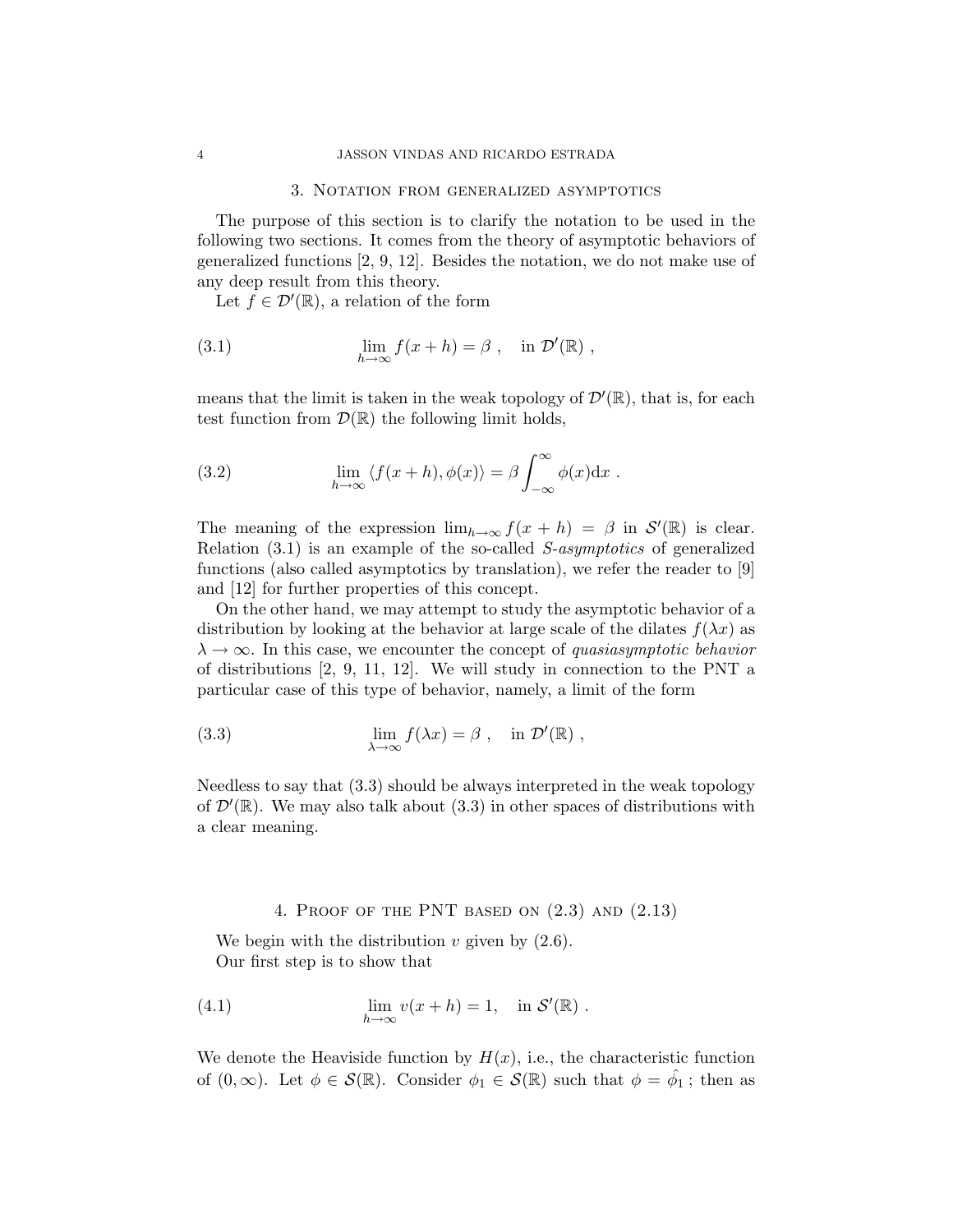## 3. Notation from generalized asymptotics

The purpose of this section is to clarify the notation to be used in the following two sections. It comes from the theory of asymptotic behaviors of generalized functions [2, 9, 12]. Besides the notation, we do not make use of any deep result from this theory.

Let $f \in \mathcal{D}'(\mathbb{R})$, a relation of the form

$$\lim_{h\to\infty} f(x+h) = \beta \ , \quad \text{in } \mathcal{D}'(\mathbb{R}) \ , \tag{3.1}$$

means that the limit is taken in the weak topology of $\mathcal{D}'(\mathbb{R})$, that is, for each test function from $\mathcal{D}(\mathbb{R})$ the following limit holds,

$$\lim_{h\to\infty} \langle f(x+h), \phi(x) \rangle = \beta \int_{-\infty}^{\infty} \phi(x) \mathrm{d}x \ . \tag{3.2}$$

The meaning of the expression $\lim_{h\to\infty} f(x+h) = \beta$ in $\mathcal{S}'(\mathbb{R})$ is clear. Relation (3.1) is an example of the so-called *S-asymptotics* of generalized functions (also called asymptotics by translation), we refer the reader to [9] and [12] for further properties of this concept.

On the other hand, we may attempt to study the asymptotic behavior of a distribution by looking at the behavior at large scale of the dilates $f(\lambda x)$ as $\lambda \to \infty$. In this case, we encounter the concept of *quasiasymptotic behavior* of distributions [2, 9, 11, 12]. We will study in connection to the PNT a particular case of this type of behavior, namely, a limit of the form

$$\lim_{\lambda\to\infty} f(\lambda x) = \beta \ , \quad \text{in } \mathcal{D}'(\mathbb{R}) \ , \tag{3.3}$$

Needless to say that (3.3) should be always interpreted in the weak topology of $\mathcal{D}'(\mathbb{R})$. We may also talk about (3.3) in other spaces of distributions with a clear meaning.

## 4. Proof of the PNT based on (2.3) and (2.13)

We begin with the distribution $v$ given by (2.6).

Our first step is to show that

$$\lim_{h\to\infty} v(x+h) = 1, \quad \text{in } \mathcal{S}'(\mathbb{R}) \ . \tag{4.1}$$

We denote the Heaviside function by $H(x)$, i.e., the characteristic function of $(0,\infty)$. Let $\phi \in \mathcal{S}(\mathbb{R})$. Consider $\phi_1 \in \mathcal{S}(\mathbb{R})$ such that $\phi = \hat{\phi_1}$ ; then as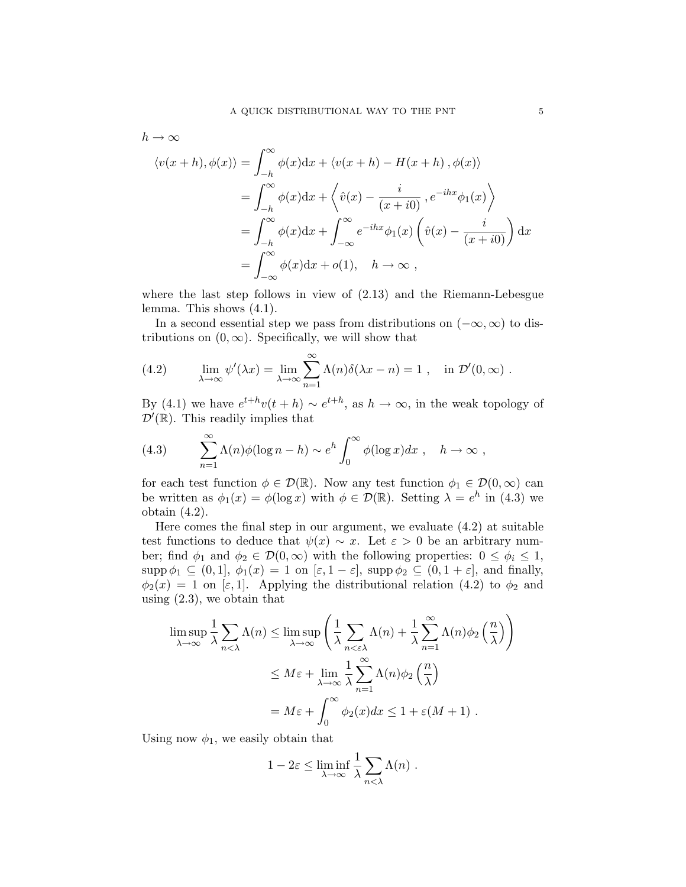$h \to \infty$

$$
\begin{aligned}
\langle v(x+h), \phi(x)\rangle &= \int_{-h}^{\infty} \phi(x)\mathrm{d}x + \langle v(x+h) - H(x+h)\,, \phi(x)\rangle \\
&= \int_{-h}^{\infty} \phi(x)\mathrm{d}x + \left\langle \hat{v}(x) - \frac{i}{(x+i0)}\,, e^{-ihx}\phi_1(x)\right\rangle \\
&= \int_{-h}^{\infty} \phi(x)\mathrm{d}x + \int_{-\infty}^{\infty} e^{-ihx}\phi_1(x)\left(\hat{v}(x) - \frac{i}{(x+i0)}\right)\mathrm{d}x \\
&= \int_{-\infty}^{\infty} \phi(x)\mathrm{d}x + o(1), \quad h \to \infty\ ,
\end{aligned}
$$

where the last step follows in view of (2.13) and the Riemann-Lebesgue lemma. This shows (4.1).

In a second essential step we pass from distributions on $(-\infty, \infty)$ to distributions on $(0, \infty)$. Specifically, we will show that

$$
\lim_{\lambda\to\infty} \psi'(\lambda x) = \lim_{\lambda\to\infty} \sum_{n=1}^{\infty} \Lambda(n)\delta(\lambda x - n) = 1\ , \quad \text{in } \mathcal{D}'(0,\infty)\ . \tag{4.2}
$$

By (4.1) we have $e^{t+h}v(t+h) \sim e^{t+h}$, as $h \to \infty$, in the weak topology of $\mathcal{D}'(\mathbb{R})$. This readily implies that

$$
\sum_{n=1}^{\infty} \Lambda(n)\phi(\log n - h) \sim e^{h}\int_{0}^{\infty} \phi(\log x)dx\ , \quad h \to \infty\ , \tag{4.3}
$$

for each test function $\phi \in \mathcal{D}(\mathbb{R})$. Now any test function $\phi_1 \in \mathcal{D}(0,\infty)$ can be written as $\phi_1(x) = \phi(\log x)$ with $\phi \in \mathcal{D}(\mathbb{R})$. Setting $\lambda = e^h$ in (4.3) we obtain (4.2).

Here comes the final step in our argument, we evaluate (4.2) at suitable test functions to deduce that $\psi(x) \sim x$. Let $\varepsilon > 0$ be an arbitrary number; find $\phi_1$ and $\phi_2 \in \mathcal{D}(0,\infty)$ with the following properties: $0 \le \phi_i \le 1$, $\operatorname{supp}\phi_1 \subseteq (0,1]$, $\phi_1(x) = 1$ on $[\varepsilon, 1-\varepsilon]$, $\operatorname{supp}\phi_2 \subseteq (0, 1+\varepsilon]$, and finally, $\phi_2(x) = 1$ on $[\varepsilon, 1]$. Applying the distributional relation (4.2) to $\phi_2$ and using (2.3), we obtain that

$$
\begin{aligned}
\limsup_{\lambda\to\infty} \frac{1}{\lambda}\sum_{n<\lambda} \Lambda(n) &\le \limsup_{\lambda\to\infty}\left(\frac{1}{\lambda}\sum_{n<\varepsilon\lambda}\Lambda(n) + \frac{1}{\lambda}\sum_{n=1}^{\infty}\Lambda(n)\phi_2\left(\frac{n}{\lambda}\right)\right) \\
&\le M\varepsilon + \lim_{\lambda\to\infty}\frac{1}{\lambda}\sum_{n=1}^{\infty}\Lambda(n)\phi_2\left(\frac{n}{\lambda}\right) \\
&= M\varepsilon + \int_0^{\infty}\phi_2(x)dx \le 1 + \varepsilon(M+1)\ .
\end{aligned}
$$

Using now $\phi_1$, we easily obtain that

$$
1 - 2\varepsilon \le \liminf_{\lambda\to\infty}\frac{1}{\lambda}\sum_{n<\lambda}\Lambda(n)\ .
$$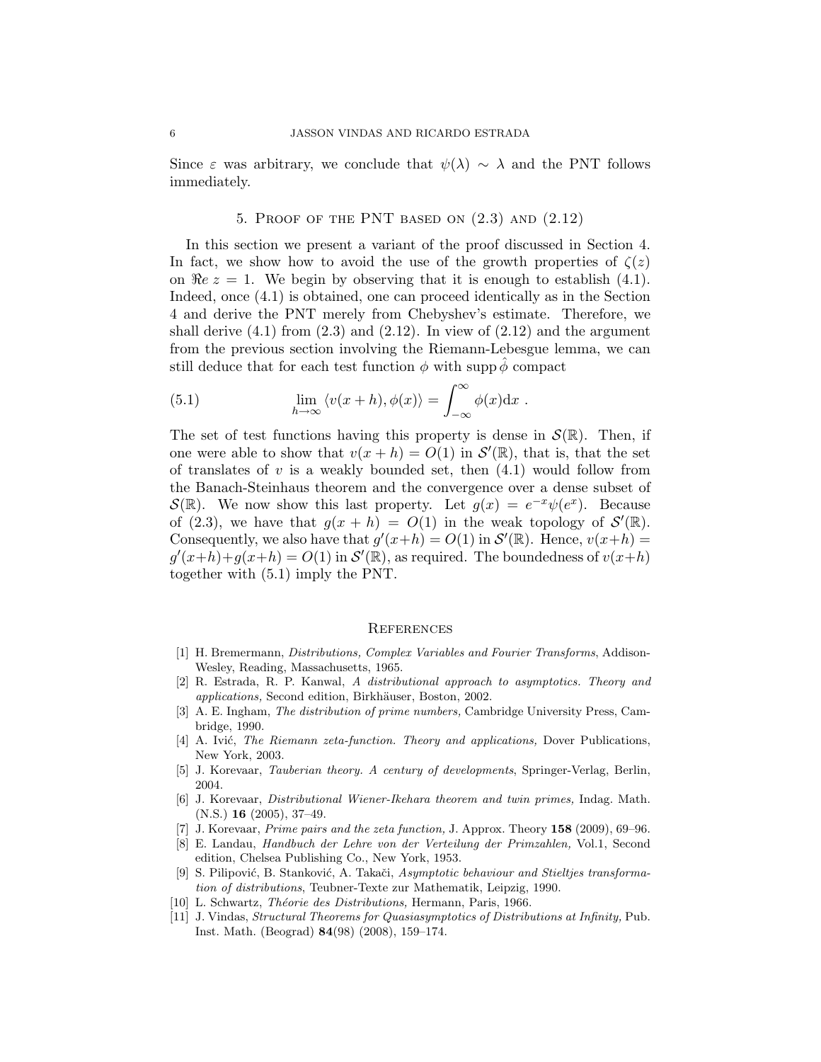Since $\varepsilon$ was arbitrary, we conclude that $\psi(\lambda) \sim \lambda$ and the PNT follows immediately.

## 5. Proof of the PNT based on (2.3) and (2.12)

In this section we present a variant of the proof discussed in Section 4. In fact, we show how to avoid the use of the growth properties of $\zeta(z)$ on $\Re e\, z = 1$. We begin by observing that it is enough to establish (4.1). Indeed, once (4.1) is obtained, one can proceed identically as in the Section 4 and derive the PNT merely from Chebyshev's estimate. Therefore, we shall derive (4.1) from (2.3) and (2.12). In view of (2.12) and the argument from the previous section involving the Riemann-Lebesgue lemma, we can still deduce that for each test function $\phi$ with $\operatorname{supp} \hat{\phi}$ compact

$$\lim_{h \to \infty} \langle v(x+h), \phi(x) \rangle = \int_{-\infty}^{\infty} \phi(x) \mathrm{d}x \ . \tag{5.1}$$

The set of test functions having this property is dense in $\mathcal{S}(\mathbb{R})$. Then, if one were able to show that $v(x+h) = O(1)$ in $\mathcal{S}'(\mathbb{R})$, that is, that the set of translates of $v$ is a weakly bounded set, then (4.1) would follow from the Banach-Steinhaus theorem and the convergence over a dense subset of $\mathcal{S}(\mathbb{R})$. We now show this last property. Let $g(x) = e^{-x}\psi(e^x)$. Because of (2.3), we have that $g(x+h) = O(1)$ in the weak topology of $\mathcal{S}'(\mathbb{R})$. Consequently, we also have that $g'(x+h) = O(1)$ in $\mathcal{S}'(\mathbb{R})$. Hence, $v(x+h) = g'(x+h) + g(x+h) = O(1)$ in $\mathcal{S}'(\mathbb{R})$, as required. The boundedness of $v(x+h)$ together with (5.1) imply the PNT.

## References

[1] H. Bremermann, *Distributions, Complex Variables and Fourier Transforms*, Addison-Wesley, Reading, Massachusetts, 1965.

[2] R. Estrada, R. P. Kanwal, *A distributional approach to asymptotics. Theory and applications,* Second edition, Birkhäuser, Boston, 2002.

[3] A. E. Ingham, *The distribution of prime numbers,* Cambridge University Press, Cambridge, 1990.

[4] A. Ivić, *The Riemann zeta-function. Theory and applications,* Dover Publications, New York, 2003.

[5] J. Korevaar, *Tauberian theory. A century of developments*, Springer-Verlag, Berlin, 2004.

[6] J. Korevaar, *Distributional Wiener-Ikehara theorem and twin primes,* Indag. Math. (N.S.) **16** (2005), 37–49.

[7] J. Korevaar, *Prime pairs and the zeta function,* J. Approx. Theory **158** (2009), 69–96.

[8] E. Landau, *Handbuch der Lehre von der Verteilung der Primzahlen,* Vol.1, Second edition, Chelsea Publishing Co., New York, 1953.

[9] S. Pilipović, B. Stanković, A. Takači, *Asymptotic behaviour and Stieltjes transformation of distributions*, Teubner-Texte zur Mathematik, Leipzig, 1990.

[10] L. Schwartz, *Théorie des Distributions,* Hermann, Paris, 1966.

[11] J. Vindas, *Structural Theorems for Quasiasymptotics of Distributions at Infinity,* Pub. Inst. Math. (Beograd) **84**(98) (2008), 159–174.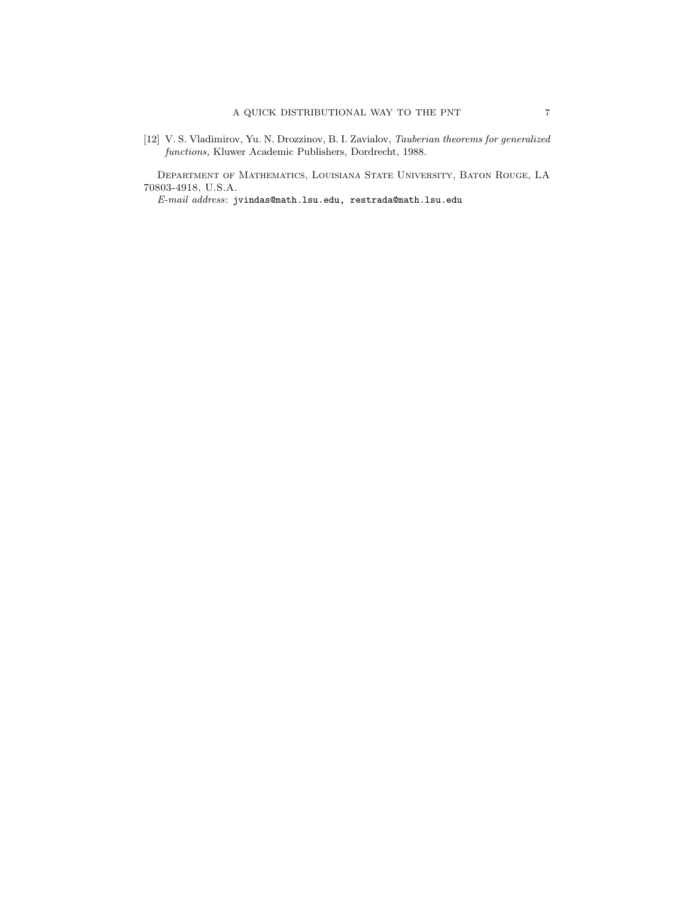[12] V. S. Vladimirov, Yu. N. Drozzinov, B. I. Zavialov, *Tauberian theorems for generalized functions,* Kluwer Academic Publishers, Dordrecht, 1988.

Department of Mathematics, Louisiana State University, Baton Rouge, LA 70803-4918, U.S.A.

*E-mail address*: `jvindas@math.lsu.edu, restrada@math.lsu.edu`